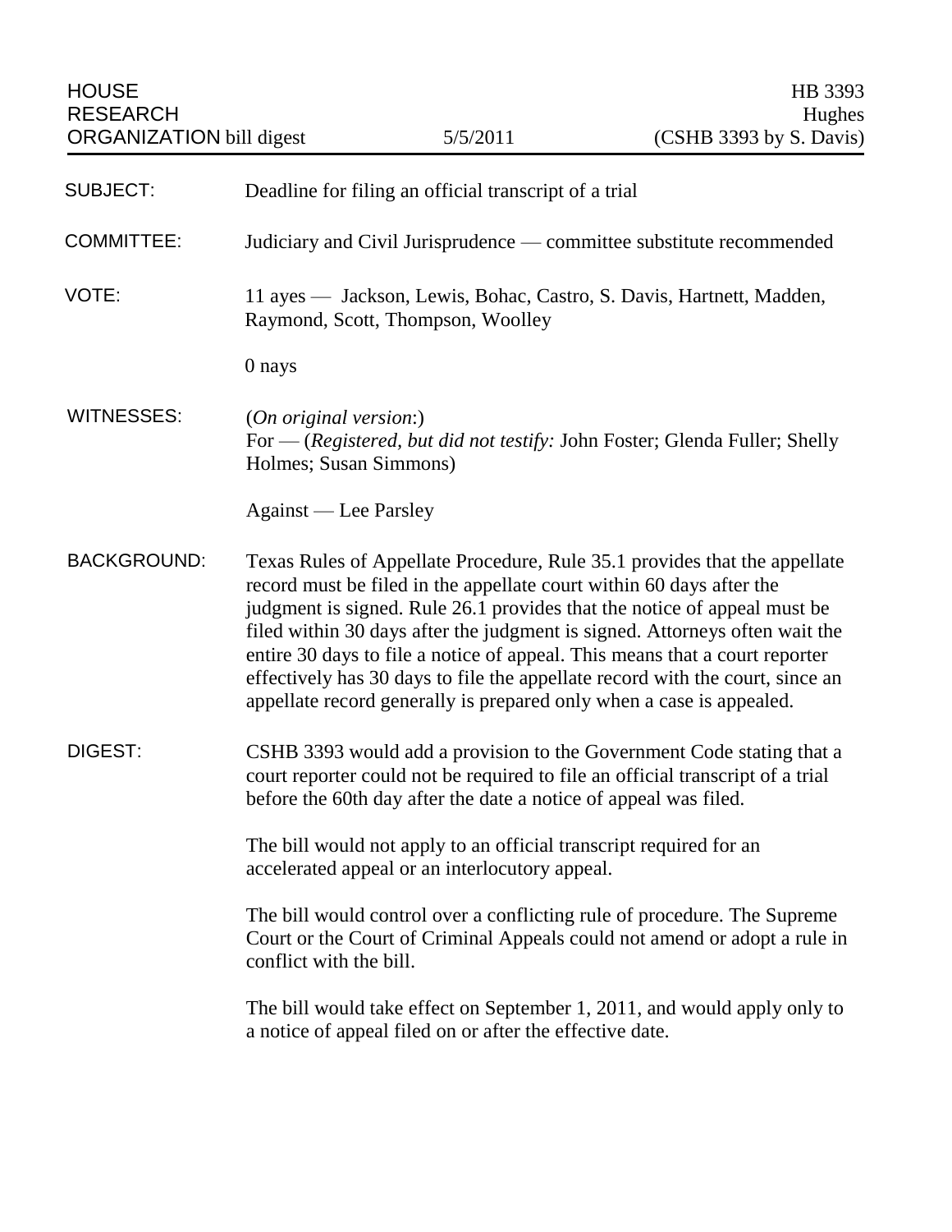HOUSE RESEARCH ORGANIZATION bill digest | 5/5/2011 | HB 3393 Hughes (CSHB 3393 by S. Davis)

**SUBJECT:** Deadline for filing an official transcript of a trial

**COMMITTEE:** Judiciary and Civil Jurisprudence — committee substitute recommended

**VOTE:** 11 ayes — Jackson, Lewis, Bohac, Castro, S. Davis, Hartnett, Madden, Raymond, Scott, Thompson, Woolley

0 nays

**WITNESSES:** (*On original version*:)
For — (*Registered, but did not testify:* John Foster; Glenda Fuller; Shelly Holmes; Susan Simmons)

Against — Lee Parsley

**BACKGROUND:** Texas Rules of Appellate Procedure, Rule 35.1 provides that the appellate record must be filed in the appellate court within 60 days after the judgment is signed. Rule 26.1 provides that the notice of appeal must be filed within 30 days after the judgment is signed. Attorneys often wait the entire 30 days to file a notice of appeal. This means that a court reporter effectively has 30 days to file the appellate record with the court, since an appellate record generally is prepared only when a case is appealed.

**DIGEST:** CSHB 3393 would add a provision to the Government Code stating that a court reporter could not be required to file an official transcript of a trial before the 60th day after the date a notice of appeal was filed.

The bill would not apply to an official transcript required for an accelerated appeal or an interlocutory appeal.

The bill would control over a conflicting rule of procedure. The Supreme Court or the Court of Criminal Appeals could not amend or adopt a rule in conflict with the bill.

The bill would take effect on September 1, 2011, and would apply only to a notice of appeal filed on or after the effective date.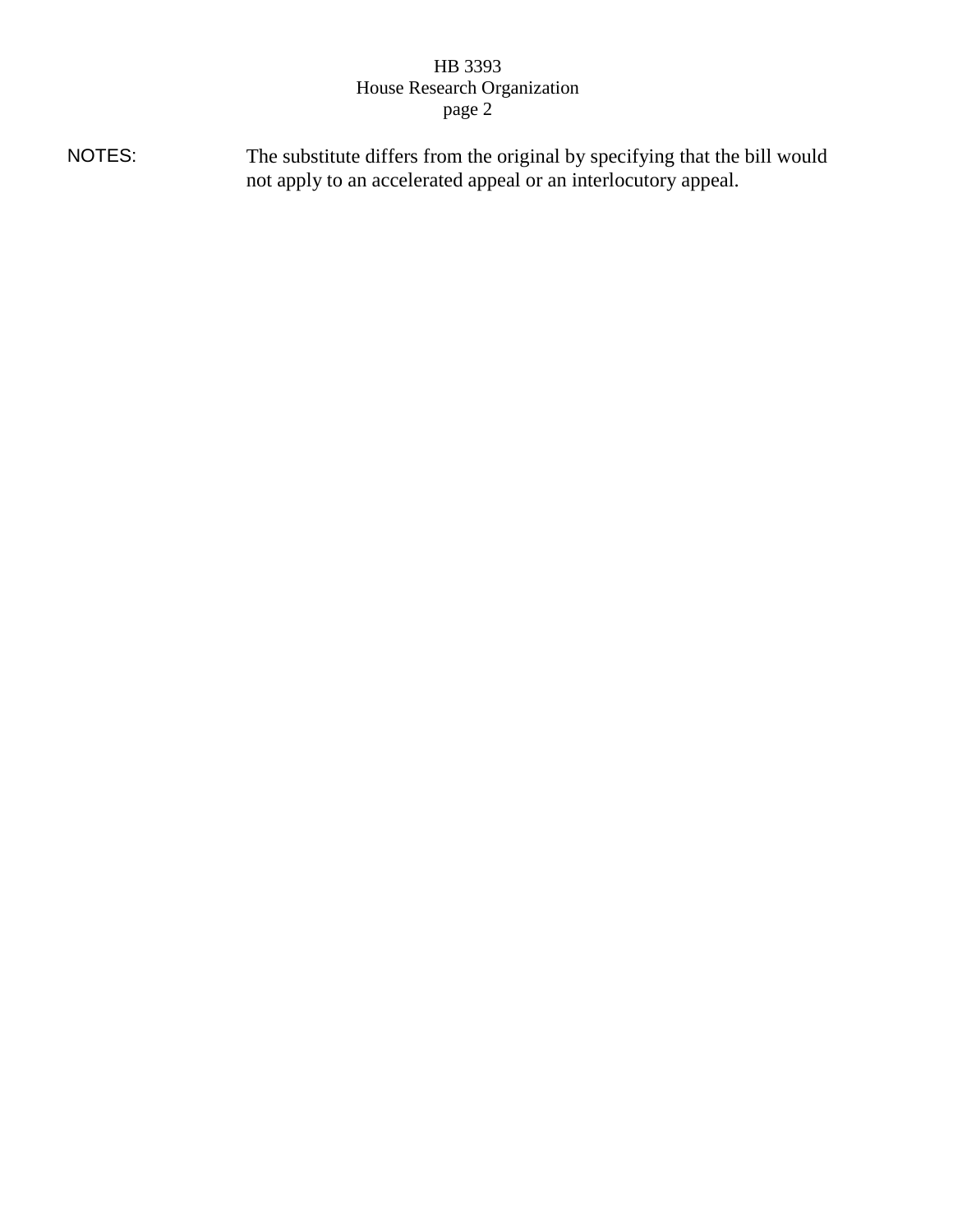NOTES: The substitute differs from the original by specifying that the bill would not apply to an accelerated appeal or an interlocutory appeal.